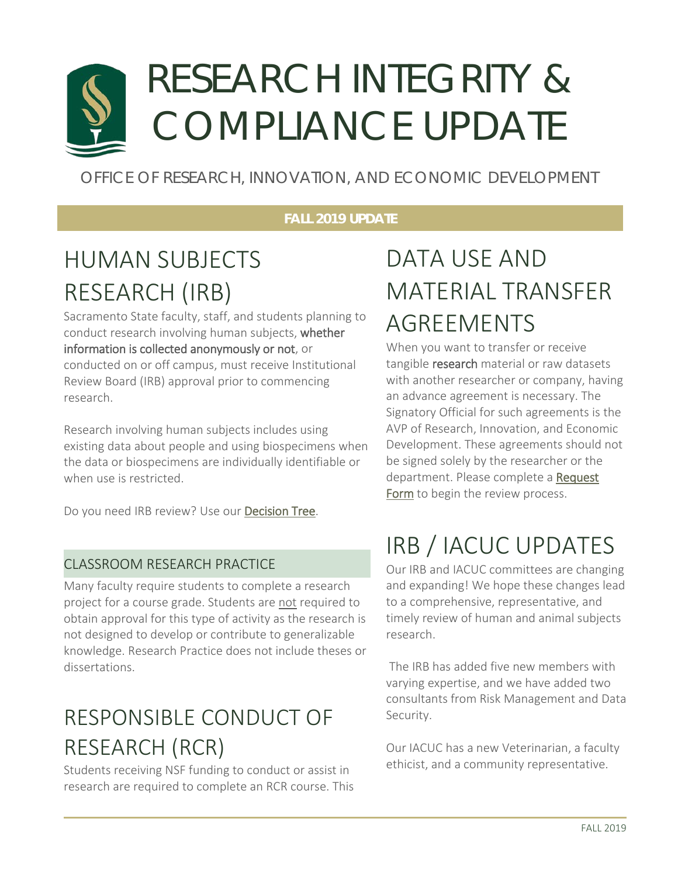# RESEARCH INTEGRITY & COMPLIANCE UPDATE

OFFICE OF RESEARCH, INNOVATION, AND ECONOMIC DEVELOPMENT

**FALL 2019 UPDATE**

## HUMAN SUBJECTS RESEARCH (IRB)

Sacramento State faculty, staff, and students planning to conduct research involving human subjects, whether information is collected anonymously or not, or conducted on or off campus, must receive Institutional Review Board (IRB) approval prior to commencing research.

Research involving human subjects includes using existing data about people and using biospecimens when the data or biospecimens are individually identifiable or when use is restricted.

Do you need IRB review? Use our Decision Tree.

### CLASSROOM RESEARCH PRACTICE

Many faculty require students to complete a research project for a course grade. Students are not required to obtain approval for this type of activity as the research is not designed to develop or contribute to generalizable knowledge. Research Practice does not include theses or dissertations.

## RESPONSIBLE CONDUCT OF RESEARCH (RCR)

Students receiving NSF funding to conduct or assist in research are required to complete an RCR course. This

## DATA USE AND MATERIAL TRANSFER AGREEMENTS

When you want to transfer or receive tangible research material or raw datasets with another researcher or company, having an advance agreement is necessary. The Signatory Official for such agreements is the AVP of Research, Innovation, and Economic Development. These agreements should not be signed solely by the researcher or the department. Please complete a Request Form to begin the review process.

## IRB / IACUC UPDATES

Our IRB and IACUC committees are changing and expanding! We hope these changes lead to a comprehensive, representative, and timely review of human and animal subjects research.

The IRB has added five new members with varying expertise, and we have added two consultants from Risk Management and Data Security.

Our IACUC has a new Veterinarian, a faculty ethicist, and a community representative.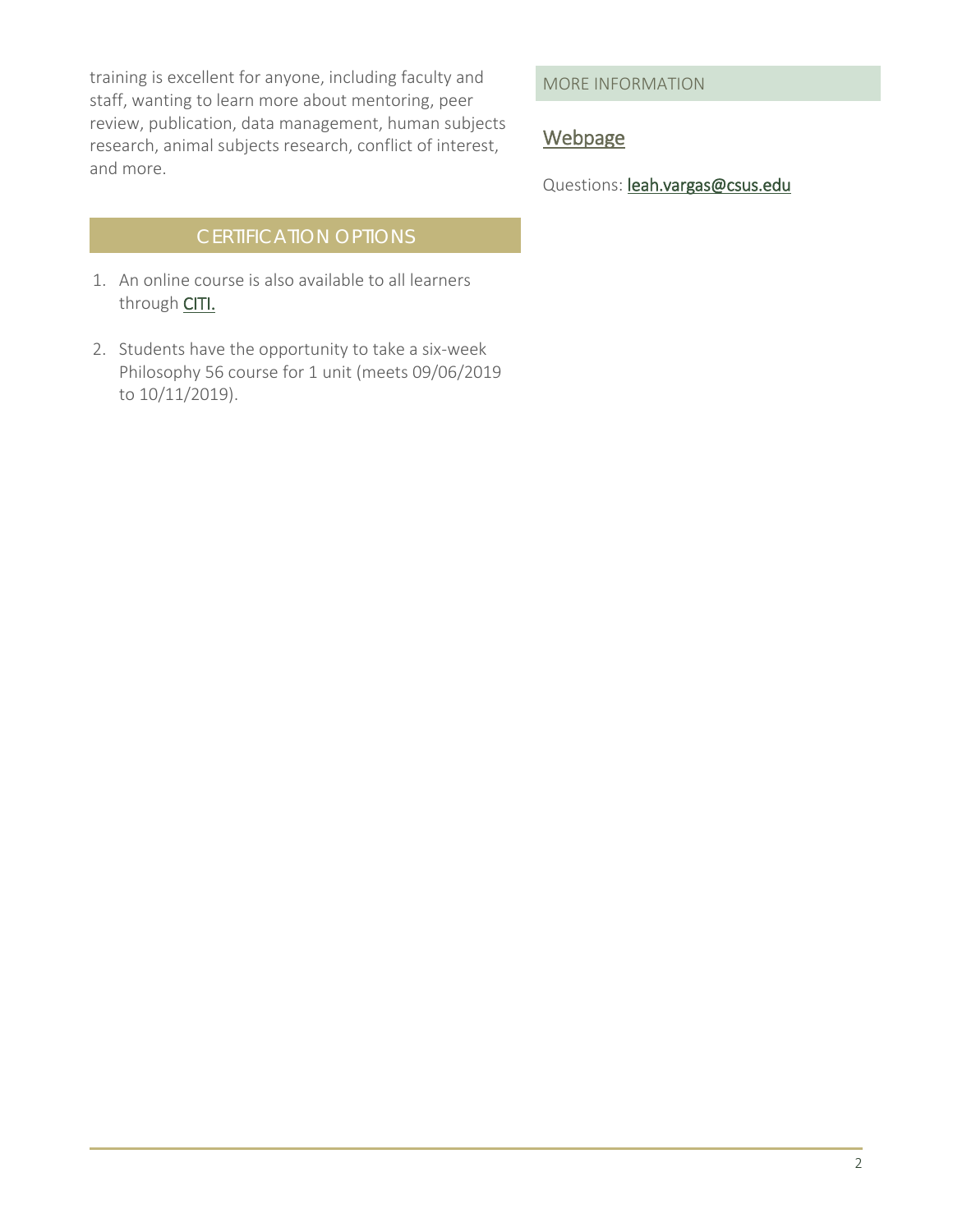training is excellent for anyone, including faculty and staff, wanting to learn more about mentoring, peer review, publication, data management, human subjects research, animal subjects research, conflict of interest, and more.

## CERTIFICATION OPTIONS

1. An online course is also available to all learners through CITI.
2. Students have the opportunity to take a six-week Philosophy 56 course for 1 unit (meets 09/06/2019 to 10/11/2019).

## MORE INFORMATION

Webpage

Questions: leah.vargas@csus.edu